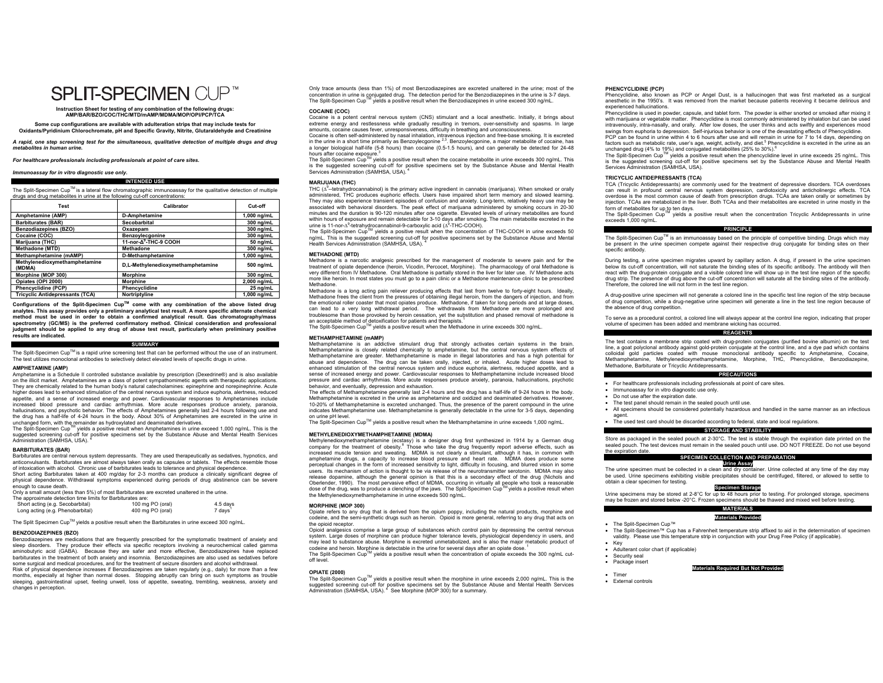# SPLIT-SPECIMEN CUP™

**Instruction Sheet for testing of any combination of the following drugs: AMP/BAR/BZO/COC/THC/MTD/mAMP/MDMA/MOP/OPI/PCP/TCA**

**Some cup configurations are available with adulteration strips that may include tests for Oxidants/Pyridinium Chlorochromate, pH and Specific Gravity, Nitrite, Glutaraldehyde and Creatinine**

***A rapid, one step screening test for the simultaneous, qualitative detection of multiple drugs and drug metabolites in human urine.***

***For healthcare professionals including professionals at point of care sites.***

***Immunoassay for in vitro diagnostic use only.***

## INTENDED USE

The Split-Specimen Cup™ is a lateral flow chromatographic immunoassay for the qualitative detection of multiple drugs and drug metabolites in urine at the following cut-off concentrations:

| Test | Calibrator | Cut-off |
|---|---|---|
| Amphetamine (AMP) | D-Amphetamine | 1,000 ng/mL |
| Barbiturates (BAR) | Secobarbital | 300 ng/mL |
| Benzodiazepines (BZO) | Oxazepam | 300 ng/mL |
| Cocaine (COC) | Benzoylecgonine | 300 ng/mL |
| Marijuana (THC) | 11-nor-$\Delta^9$-THC-9 COOH | 50 ng/mL |
| Methadone (MTD) | Methadone | 300 ng/mL |
| Methamphetamine (mAMP) | D-Methamphetamine | 1,000 ng/mL |
| Methylenedioxymethamphetamine (MDMA) | D,L-Methylenedioxymethamphetamine | 500 ng/mL |
| Morphine (MOP 300) | Morphine | 300 ng/mL |
| Opiates (OPI 2000) | Morphine | 2,000 ng/mL |
| Phencyclidine (PCP) | Phencyclidine | 25 ng/mL |
| Tricyclic Antidepressants (TCA) | Nortriptyline | 1,000 ng/mL |

**Configurations of the Split-Specimen Cup™ come with any combination of the above listed drug analytes. This assay provides only a preliminary analytical test result. A more specific alternate chemical method must be used in order to obtain a confirmed analytical result. Gas chromatography/mass spectrometry (GC/MS) is the preferred confirmatory method. Clinical consideration and professional judgment should be applied to any drug of abuse test result, particularly when preliminary positive results are indicated.**

## SUMMARY

The Split-Specimen Cup™ is a rapid urine screening test that can be performed without the use of an instrument. The test utilizes monoclonal antibodies to selectively detect elevated levels of specific drugs in urine.

### AMPHETAMINE (AMP)

Amphetamine is a Schedule II controlled substance available by prescription (Dexedrine®) and is also available on the illicit market. Amphetamines are a class of potent sympathomimetic agents with therapeutic applications. They are chemically related to the human body's natural catecholamines: epinephrine and norepinephrine. Acute higher doses lead to enhanced stimulation of the central nervous system and induce euphoria, alertness, reduced appetite, and a sense of increased energy and power. Cardiovascular responses to Amphetamines include increased blood pressure and cardiac arrhythmias. More acute responses produce anxiety, paranoia, hallucinations, and psychotic behavior. The effects of Amphetamines generally last 2-4 hours following use and the drug has a half-life of 4-24 hours in the body. About 30% of Amphetamines are excreted in the urine in unchanged form, with the remainder as hydroxylated and deaminated derivatives.

The Split-Specimen Cup™ yields a positive result when Amphetamines in urine exceed 1,000 ng/mL. This is the suggested screening cut-off for positive specimens set by the Substance Abuse and Mental Health Services Administration (SAMHSA, USA).[4]

### BARBITURATES (BAR)

Barbiturates are central nervous system depressants. They are used therapeutically as sedatives, hypnotics, and anticonvulsants. Barbiturates are almost always taken orally as capsules or tablets. The effects resemble those of intoxication with alcohol. Chronic use of barbiturates leads to tolerance and physical dependence.

Short acting Barbiturates taken at 400 mg/day for 2-3 months can produce a clinically significant degree of physical dependence. Withdrawal symptoms experienced during periods of drug abstinence can be severe enough to cause death.

Only a small amount (less than 5%) of most Barbiturates are excreted unaltered in the urine.

The approximate detection time limits for Barbiturates are:

| | | |
|---|---|---|
| Short acting (e.g. Secobarbital) | 100 mg PO (oral) | 4.5 days |
| Long acting (e.g. Phenobarbital) | 400 mg PO (oral) | 7 days[1] |

The Split-Specimen Cup™ yields a positive result when the Barbiturates in urine exceed 300 ng/mL.

### BENZODIAZEPINES (BZO)

Benzodiazepines are medications that are frequently prescribed for the symptomatic treatment of anxiety and sleep disorders. They produce their effects via specific receptors involving a neurochemical called gamma aminobutyric acid (GABA). Because they are safer and more effective, Benzodiazepines have replaced barbiturates in the treatment of both anxiety and insomnia. Benzodiazepines are also used as sedatives before some surgical and medical procedures, and for the treatment of seizure disorders and alcohol withdrawal.

Risk of physical dependence increases if Benzodiazepines are taken regularly (e.g., daily) for more than a few months, especially at higher than normal doses. Stopping abruptly can bring on such symptoms as trouble sleeping, gastrointestinal upset, feeling unwell, loss of appetite, sweating, trembling, weakness, anxiety and changes in perception.

Only trace amounts (less than 1%) of most Benzodiazepines are excreted unaltered in the urine; most of the concentration in urine is conjugated drug. The detection period for the Benzodiazepines in the urine is 3-7 days.

The Split-Specimen Cup™ yields a positive result when the Benzodiazepines in urine exceed 300 ng/mL.

### COCAINE (COC)

Cocaine is a potent central nervous system (CNS) stimulant and a local anesthetic. Initially, it brings about extreme energy and restlessness while gradually resulting in tremors, over-sensitivity and spasms. In large amounts, cocaine causes fever, unresponsiveness, difficulty in breathing and unconsciousness.

Cocaine is often self-administered by nasal inhalation, intravenous injection and free-base smoking. It is excreted in the urine in a short time primarily as Benzoylecgonine [2,3]. Benzoylecgonine, a major metabolite of cocaine, has a longer biological half-life (5-8 hours) than cocaine (0.5-1.5 hours), and can generally be detected for 24-48 hours after cocaine exposure.[3]

The Split-Specimen Cup™ yields a positive result when the cocaine metabolite in urine exceeds 300 ng/mL. This is the suggested screening cut-off for positive specimens set by the Substance Abuse and Mental Health Services Administration (SAMHSA, USA).[4]

### MARIJUANA (THC)

THC ($\Delta^9$–tetrahydrocannabinol) is the primary active ingredient in cannabis (marijuana). When smoked or orally administered, THC produces euphoric effects. Users have impaired short term memory and slowed learning. They may also experience transient episodes of confusion and anxiety. Long-term, relatively heavy use may be associated with behavioral disorders. The peak effect of marijuana administered by smoking occurs in 20-30 minutes and the duration is 90-120 minutes after one cigarette. Elevated levels of urinary metabolites are found within hours of exposure and remain detectable for 3-10 days after smoking. The main metabolite excreted in the urine is 11-nor-$\Delta^9$-tetrahydrocannabinol-9-carboxylic acid ($\Delta^9$-THC-COOH).

The Split-Specimen Cup™ yields a positive result when the concentration of THC-COOH in urine exceeds 50 ng/mL. This is the suggested screening cut-off for positive specimens set by the Substance Abuse and Mental Health Services Administration (SAMHSA, USA).[4]

### METHADONE (MTD)

Methadone is a narcotic analgesic prescribed for the management of moderate to severe pain and for the treatment of opiate dependence (heroin, Vicodin, Percocet, Morphine). The pharmacology of oral Methadone is very different from IV Methadone. Oral Methadone is partially stored in the liver for later use. IV Methadone acts more like heroin. In most states you must go to a pain clinic or a Methadone maintenance clinic to be prescribed Methadone.

Methadone is a long acting pain reliever producing effects that last from twelve to forty-eight hours. Ideally, Methadone frees the client from the pressures of obtaining illegal heroin, from the dangers of injection, and from the emotional roller coaster that most opiates produce. Methadone, if taken for long periods and at large doses, can lead to a very long withdrawal period. The withdrawals from Methadone are more prolonged and troublesome than those provoked by heroin cessation, yet the substitution and phased removal of methadone is an acceptable method of detoxification for patients and therapists.[1]

The Split-Specimen Cup™ yields a positive result when the Methadone in urine exceeds 300 ng/mL.

### METHAMPHETAMINE (mAMP)

Methamphetamine is an addictive stimulant drug that strongly activates certain systems in the brain. Methamphetamine is closely related chemically to amphetamine, but the central nervous system effects of Methamphetamine are greater. Methamphetamine is made in illegal laboratories and has a high potential for abuse and dependence. The drug can be taken orally, injected, or inhaled. Acute higher doses lead to enhanced stimulation of the central nervous system and induce euphoria, alertness, reduced appetite, and a sense of increased energy and power. Cardiovascular responses to Methamphetamine include increased blood pressure and cardiac arrhythmias. More acute responses produce anxiety, paranoia, hallucinations, psychotic behavior, and eventually, depression and exhaustion.

The effects of Methamphetamine generally last 2-4 hours and the drug has a half-life of 9-24 hours in the body. Methamphetamine is excreted in the urine as amphetamine and oxidized and deaminated derivatives. However, 10-20% of Methamphetamine is excreted unchanged. Thus, the presence of the parent compound in the urine indicates Methamphetamine use. Methamphetamine is generally detectable in the urine for 3-5 days, depending on urine pH level.

The Split-Specimen Cup™ yields a positive result when the Methamphetamine in urine exceeds 1,000 ng/mL.

### METHYLENEDIOXYMETHAMPHETAMINE (MDMA)

Methylenedioxymethamphetamine (ecstasy) is a designer drug first synthesized in 1914 by a German drug company for the treatment of obesity.[5] Those who take the drug frequently report adverse effects, such as increased muscle tension and sweating. MDMA is not clearly a stimulant, although it has, in common with amphetamine drugs, a capacity to increase blood pressure and heart rate. MDMA does produce some perceptual changes in the form of increased sensitivity to light, difficulty in focusing, and blurred vision in some users. Its mechanism of action is thought to be via release of the neurotransmitter serotonin. MDMA may also release dopamine, although the general opinion is that this is a secondary effect of the drug (Nichols and Oberlender, 1990). The most pervasive effect of MDMA, occurring in virtually all people who took a reasonable dose of the drug, was to produce a clenching of the jaws. The Split-Specimen Cup™ yields a positive result when the Methylenedioxymethamphetamine in urine exceeds 500 ng/mL.

### MORPHINE (MOP 300)

Opiate refers to any drug that is derived from the opium poppy, including the natural products, morphine and codeine, and the semi-synthetic drugs such as heroin. Opioid is more general, referring to any drug that acts on the opioid receptor.

Opioid analgesics comprise a large group of substances which control pain by depressing the central nervous system. Large doses of morphine can produce higher tolerance levels, physiological dependency in users, and may lead to substance abuse. Morphine is excreted unmetabolized, and is also the major metabolic product of codeine and heroin. Morphine is detectable in the urine for several days after an opiate dose.[1]

The Split-Specimen Cup™ yields a positive result when the concentration of opiate exceeds the 300 ng/mL cut-off level.

### OPIATE (2000)

The Split-Specimen Cup™ yields a positive result when the morphine in urine exceeds 2,000 ng/mL. This is the suggested screening cut-off for positive specimens set by the Substance Abuse and Mental Health Services Administration (SAMHSA, USA).[4] See Morphine (MOP 300) for a summary.

### PHENCYCLIDINE (PCP)

Phencyclidine, also known as PCP or Angel Dust, is a hallucinogen that was first marketed as a surgical anesthetic in the 1950's. It was removed from the market because patients receiving it became delirious and experienced hallucinations.

Phencyclidine is used in powder, capsule, and tablet form. The powder is either snorted or smoked after mixing it with marijuana or vegetable matter. Phencyclidine is most commonly administered by inhalation but can be used intravenously, intra-nasally, and orally. After low doses, the user thinks and acts swiftly and experiences mood swings from euphoria to depression. Self-injurious behavior is one of the devastating effects of Phencyclidine.

PCP can be found in urine within 4 to 6 hours after use and will remain in urine for 7 to 14 days, depending on factors such as metabolic rate, user's age, weight, activity, and diet.[5] Phencyclidine is excreted in the urine as an unchanged drug (4% to 19%) and conjugated metabolites (25% to 30%).[6]

The Split-Specimen Cup™ yields a positive result when the phencyclidine level in urine exceeds 25 ng/mL. This is the suggested screening cut-off for positive specimens set by the Substance Abuse and Mental Health Services Administration (SAMHSA, USA).

### TRICYCLIC ANTIDEPRESSANTS (TCA)

TCA (Tricyclic Antidepressants) are commonly used for the treatment of depressive disorders. TCA overdoses can result in profound central nervous system depression, cardiotoxicity and anticholinergic effects. TCA overdose is the most common cause of death from prescription drugs. TCAs are taken orally or sometimes by injection. TCAs are metabolized in the liver. Both TCAs and their metabolites are excreted in urine mostly in the form of metabolites for up to ten days.

The Split-Specimen Cup™ yields a positive result when the concentration Tricyclic Antidepressants in urine exceeds 1,000 ng/mL.

## PRINCIPLE

The Split-Specimen Cup™ is an immunoassay based on the principle of competitive binding. Drugs which may be present in the urine specimen compete against their respective drug conjugate for binding sites on their specific antibody.

During testing, a urine specimen migrates upward by capillary action. A drug, if present in the urine specimen below its cut-off concentration, will not saturate the binding sites of its specific antibody. The antibody will then react with the drug-protein conjugate and a visible colored line will show up in the test line region of the specific drug strip. The presence of drug above the cut-off concentration will saturate all the binding sites of the antibody. Therefore, the colored line will not form in the test line region.

A drug-positive urine specimen will not generate a colored line in the specific test line region of the strip because of drug competition, while a drug-negative urine specimen will generate a line in the test line region because of the absence of drug competition.

To serve as a procedural control, a colored line will always appear at the control line region, indicating that proper volume of specimen has been added and membrane wicking has occurred.

## REAGENTS

The test contains a membrane strip coated with drug-protein conjugates (purified bovine albumin) on the test line, a goat polyclonal antibody against gold-protein conjugate at the control line, and a dye pad which contains colloidal gold particles coated with mouse monoclonal antibody specific to Amphetamine, Cocaine, Methamphetamine, Methylenedioxymethamphetamine, Morphine, THC, Phencyclidine, Benzodiazepine, Methadone, Barbiturate or Tricyclic Antidepressants.

## PRECAUTIONS

- For healthcare professionals including professionals at point of care sites.
- Immunoassay for in vitro diagnostic use only.
- Do not use after the expiration date.
- The test panel should remain in the sealed pouch until use.
- All specimens should be considered potentially hazardous and handled in the same manner as an infectious agent.
- The used test card should be discarded according to federal, state and local regulations.

## STORAGE AND STABILITY

Store as packaged in the sealed pouch at 2-30°C. The test is stable through the expiration date printed on the sealed pouch. The test devices must remain in the sealed pouch until use. DO NOT FREEZE. Do not use beyond the expiration date.

## SPECIMEN COLLECTION AND PREPARATION

### Urine Assay

The urine specimen must be collected in a clean and dry container. Urine collected at any time of the day may be used. Urine specimens exhibiting visible precipitates should be centrifuged, filtered, or allowed to settle to obtain a clear specimen for testing.

### Specimen Storage

Urine specimens may be stored at 2-8°C for up to 48 hours prior to testing. For prolonged storage, specimens may be frozen and stored below -20°C. Frozen specimens should be thawed and mixed well before testing.

## MATERIALS

### Materials Provided

- The Split-Specimen Cup™
- The Split-Specimen™ Cup has a Fahrenheit temperature strip affixed to aid in the determination of specimen validity. Please use this temperature strip in conjunction with your Drug Free Policy (if applicable).
- Key
- Adulterant color chart (if applicable)
- Security seal
- Package insert

### Materials Required But Not Provided

- Timer
- External controls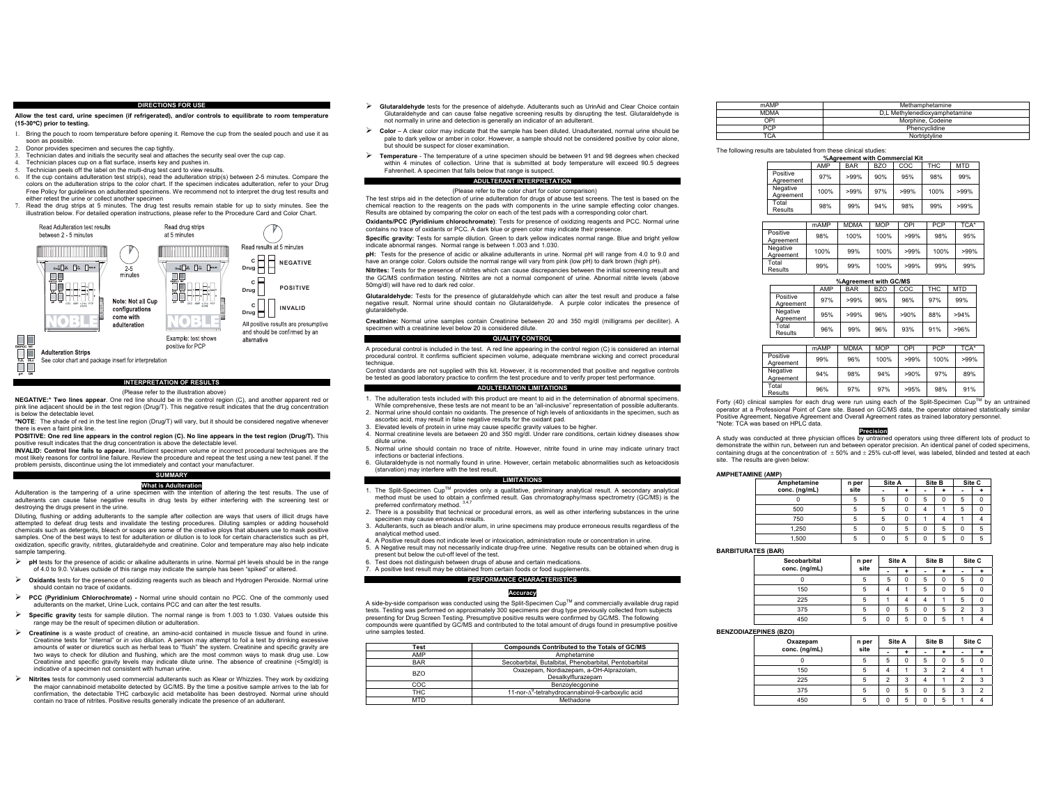## DIRECTIONS FOR USE

**Allow the test card, urine specimen (if refrigerated), and/or controls to equilibrate to room temperature (15-30ºC) prior to testing.**

1. Bring the pouch to room temperature before opening it. Remove the cup from the sealed pouch and use it as soon as possible.
2. Donor provides specimen and secures the cap tightly.
3. Technician dates and initials the security seal and attaches the security seal over the cup cap.
4. Technician places cup on a flat surface, inserts key and pushes in.
5. Technician peels off the label on the multi-drug test card to view results.
6. If the cup contains adulteration test strip(s), read the adulteration strip(s) between 2-5 minutes. Compare the colors on the adulteration strips to the color chart. If the specimen indicates adulteration, refer to your Drug Free Policy for guidelines on adulterated specimens. We recommend not to interpret the drug test results and either retest the urine or collect another specimen
7. Read the drug strips at 5 minutes. The drug test results remain stable for up to sixty minutes. See the illustration below. For detailed operation instructions, please refer to the Procedure Card and Color Chart.

Read Adulteration test results between 2 - 5 minutes

2-5 minutes

Note: Not all Cup configurations come with adulteration

Adulteration Strips
See color chart and package insert for interpretation

Read drug strips at 5 minutes

Example: test shows positive for PCP

Read results at 5 minutes

NEGATIVE

POSITIVE

INVALID

All positive results are presumptive and should be confirmed by an alternative

## INTERPRETATION OF RESULTS

(Please refer to the illustration above)

**NEGATIVE:\* Two lines appear**. One red line should be in the control region (C), and another apparent red or pink line adjacent should be in the test region (Drug/T). This negative result indicates that the drug concentration is below the detectable level.

**\*NOTE**: The shade of red in the test line region (Drug/T) will vary, but it should be considered negative whenever there is even a faint pink line.

**POSITIVE: One red line appears in the control region (C). No line appears in the test region (Drug/T).** This positive result indicates that the drug concentration is above the detectable level.

**INVALID: Control line fails to appear.** Insufficient specimen volume or incorrect procedural techniques are the most likely reasons for control line failure. Review the procedure and repeat the test using a new test panel. If the problem persists, discontinue using the lot immediately and contact your manufacturer.

## SUMMARY

### What is Adulteration

Adulteration is the tampering of a urine specimen with the intention of altering the test results. The use of adulterants can cause false negative results in drug tests by either interfering with the screening test or destroying the drugs present in the urine.

Diluting, flushing or adding adulterants to the sample after collection are ways that users of illicit drugs have attempted to defeat drug tests and invalidate the testing procedures. Diluting samples or adding household chemicals such as detergents, bleach or soaps are some of the creative ploys that abusers use to mask positive samples. One of the best ways to test for adulteration or dilution is to look for certain characteristics such as pH, oxidization, specific gravity, nitrites, glutaraldehyde and creatinine. Color and temperature may also help indicate sample tampering.

- **pH** tests for the presence of acidic or alkaline adulterants in urine. Normal pH levels should be in the range of 4.0 to 9.0. Values outside of this range may indicate the sample has been "spiked" or altered.
- **Oxidants** tests for the presence of oxidizing reagents such as bleach and Hydrogen Peroxide. Normal urine should contain no trace of oxidants.
- **PCC (Pyridinium Chlorochromate) -** Normal urine should contain no PCC. One of the commonly used adulterants on the market, Urine Luck, contains PCC and can alter the test results.
- **Specific gravity** tests for sample dilution. The normal range is from 1.003 to 1.030. Values outside this range may be the result of specimen dilution or adulteration.
- **Creatinine** is a waste product of creatine, an amino-acid contained in muscle tissue and found in urine. Creatinine tests for "internal" or *in vivo* dilution. A person may attempt to foil a test by drinking excessive amounts of water or diuretics such as herbal teas to "flush" the system. Creatinine and specific gravity are two ways to check for dilution and flushing, which are the most common ways to mask drug use. Low Creatinine and specific gravity levels may indicate dilute urine. The absence of creatinine (<5mg/dl) is indicative of a specimen not consistent with human urine.
- **Nitrites** tests for commonly used commercial adulterants such as Klear or Whizzies. They work by oxidizing the major cannabinoid metabolite detected by GC/MS. By the time a positive sample arrives to the lab for confirmation, the detectable THC carboxylic acid metabolite has been destroyed. Normal urine should contain no traces of nitrites. Positive results generally indicate the presence of an adulterant.
- **Glutaraldehyde** tests for the presence of aldehyde. Adulterants such as UrinAid and Clear Choice contain Glutaraldehyde and can cause false negative screening results by disrupting the test. Glutaraldehyde is not normally in urine and detection is generally an indicator of an adulterant.
- **Color** – A clear color may indicate that the sample has been diluted. Unadulterated, normal urine should be pale to dark yellow or amber in color. However, a sample should not be considered positive by color alone, but should be suspect for closer examination.
- **Temperature** - The temperature of a urine specimen should be between 91 and 98 degrees when checked within 4 minutes of collection. Urine that is submitted at body temperature will exceed 90.5 degrees Fahrenheit. A specimen that falls below that range is suspect.

## ADULTERANT INTERPRETATION

(Please refer to the color chart for color comparison)

The test strips aid in the detection of urine adulteration for drugs of abuse test screens. The test is based on the chemical reaction to the reagents on the pads with components in the urine sample effecting color changes. Results are obtained by comparing the color on each of the test pads with a corresponding color chart.

**Oxidants/PCC (Pyridinium chlorochromate)**: Tests for presence of oxidizing reagents and PCC. Normal urine contains no trace of oxidants or PCC. A dark blue or green color may indicate their presence.

**Specific gravity:** Tests for sample dilution. Green to dark yellow indicates normal range. Blue and bright yellow indicate abnormal ranges. Normal range is between 1.003 and 1.030.

**pH:** Tests for the presence of acidic or alkaline adulterants in urine. Normal pH will range from 4.0 to 9.0 and have an orange color. Colors outside the normal range will vary from pink (low pH) to dark brown (high pH).

**Nitrites:** Tests for the presence of nitrites which can cause discrepancies between the initial screening result and the GC/MS confirmation testing. Nitrites are not a normal component of urine. Abnormal nitrite levels (above 50mg/dl) will have red to dark red color.

**Glutaraldehyde:** Tests for the presence of glutaraldehyde which can alter the test result and produce a false negative result. Normal urine should contain no Glutaraldehyde. A purple color indicates the presence of glutaraldehyde.

**Creatinine:** Normal urine samples contain Creatinine between 20 and 350 mg/dl (milligrams per deciliter). A specimen with a creatinine level below 20 is considered dilute.

## QUALITY CONTROL

A procedural control is included in the test. A red line appearing in the control region (C) is considered an internal procedural control. It confirms sufficient specimen volume, adequate membrane wicking and correct procedural technique.

Control standards are not supplied with this kit. However, it is recommended that positive and negative controls be tested as good laboratory practice to confirm the test procedure and to verify proper test performance.

## ADULTERATION LIMITATIONS

1. The adulteration tests included with this product are meant to aid in the determination of abnormal specimens. While comprehensive, these tests are not meant to be an "all-inclusive" representation of possible adulterants.
2. Normal urine should contain no oxidants. The presence of high levels of antioxidants in the specimen, such as ascorbic acid, may result in false negative results for the oxidant pad.
3. Elevated levels of protein in urine may cause specific gravity values to be higher.
4. Normal creatinine levels are between 20 and 350 mg/dl. Under rare conditions, certain kidney diseases show dilute urine.
5. Normal urine should contain no trace of nitrite. However, nitrite found in urine may indicate urinary tract infections or bacterial infections.
6. Glutaraldehyde is not normally found in urine. However, certain metabolic abnormalities such as ketoacidosis (starvation) may interfere with the test result.

## LIMITATIONS

1. The Split-Specimen Cup™ provides only a qualitative, preliminary analytical result. A secondary analytical method must be used to obtain a confirmed result. Gas chromatography/mass spectrometry (GC/MS) is the preferred confirmatory method.[3,4,7]
2. There is a possibility that technical or procedural errors, as well as other interfering substances in the specimen may cause erroneous results.
3. Adulterants, such as bleach and/or alum, in urine specimens may produce erroneous results regardless of the analytical method used.
4. A Positive result does not indicate level or intoxication, administration route or concentration in urine.
5. A Negative result may not necessarily indicate drug-free urine. Negative results can be obtained when drug is present but below the cut-off level of the test.
6. Test does not distinguish between drugs of abuse and certain medications.
7. A positive test result may be obtained from certain foods or food supplements.

## PERFORMANCE CHARACTERISTICS

### Accuracy

A side-by-side comparison was conducted using the Split-Specimen Cup™ and commercially available drug rapid tests. Testing was performed on approximately 300 specimens per drug type previously collected from subjects presenting for Drug Screen Testing. Presumptive positive results were confirmed by GC/MS. The following compounds were quantified by GC/MS and contributed to the total amount of drugs found in presumptive positive urine samples tested.

| Test | Compounds Contributed to the Totals of GC/MS |
|---|---|
| AMP | Amphetamine |
| BAR | Secobarbital, Butalbital, Phenobarbital, Pentobarbital |
| BZO | Oxazepam, Nordiazepam, a-OH-Alprazolam, Desalkylflurazepam |
| COC | Benzoylecgonine |
| THC | 11-nor-$\Delta^9$-tetrahydrocannabinol-9-carboxylic acid |
| MTD | Methadone |
| mAMP | Methamphetamine |
| MDMA | D,L Methylenedioxyamphetamine |
| OPI | Morphine, Codeine |
| PCP | Phencyclidine |
| TCA | Nortriptyline |

The following results are tabulated from these clinical studies:

**%Agreement with Commercial Kit**

| | AMP | BAR | BZO | COC | THC | MTD |
|---|---|---|---|---|---|---|
| Positive Agreement | 97% | >99% | 90% | 95% | 98% | 99% |
| Negative Agreement | 100% | >99% | 97% | >99% | 100% | >99% |
| Total Results | 98% | 99% | 94% | 98% | 99% | >99% |

| | mAMP | MDMA | MOP | OPI | PCP | TCA* |
|---|---|---|---|---|---|---|
| Positive Agreement | 98% | 100% | 100% | >99% | 98% | 95% |
| Negative Agreement | 100% | 99% | 100% | >99% | 100% | >99% |
| Total Results | 99% | 99% | 100% | >99% | 99% | 99% |

**%Agreement with GC/MS**

| | AMP | BAR | BZO | COC | THC | MTD |
|---|---|---|---|---|---|---|
| Positive Agreement | 97% | >99% | 96% | 96% | 97% | 99% |
| Negative Agreement | 95% | >99% | 96% | >90% | 88% | >94% |
| Total Results | 96% | 99% | 96% | 93% | 91% | >96% |

| | mAMP | MDMA | MOP | OPI | PCP | TCA* |
|---|---|---|---|---|---|---|
| Positive Agreement | 99% | 96% | 100% | >99% | 100% | >99% |
| Negative Agreement | 94% | 98% | 94% | >90% | 97% | 89% |
| Total Results | 96% | 97% | 97% | >95% | 98% | 91% |

Forty (40) clinical samples for each drug were run using each of the Split-Specimen Cup™ by an untrained operator at a Professional Point of Care site. Based on GC/MS data, the operator obtained statistically similar Positive Agreement, Negative Agreement and Overall Agreement rates as trained laboratory personnel.
*Note: TCA was based on HPLC data.

### Precision

A study was conducted at three physician offices by untrained operators using three different lots of product to demonstrate the within run, between run and between operator precision. An identical panel of coded specimens, containing drugs at the concentration of ± 50% and ± 25% cut-off level, was labeled, blinded and tested at each site. The results are given below:

**AMPHETAMINE (AMP)**

| Amphetamine conc. (ng/mL) | n per site | Site A | | Site B | | Site C | |
|---|---|---|---|---|---|---|---|
| | | - | + | - | + | - | + |
| 0 | 5 | 5 | 0 | 5 | 0 | 5 | 0 |
| 500 | 5 | 5 | 0 | 4 | 1 | 5 | 0 |
| 750 | 5 | 5 | 0 | 1 | 4 | 1 | 4 |
| 1,250 | 5 | 0 | 5 | 0 | 5 | 0 | 5 |
| 1,500 | 5 | 0 | 5 | 0 | 5 | 0 | 5 |

**BARBITURATES (BAR)**

| Secobarbital conc. (ng/mL) | n per site | Site A | | Site B | | Site C | |
|---|---|---|---|---|---|---|---|
| | | - | + | - | + | - | + |
| 0 | 5 | 5 | 0 | 5 | 0 | 5 | 0 |
| 150 | 5 | 4 | 1 | 5 | 0 | 5 | 0 |
| 225 | 5 | 1 | 4 | 4 | 1 | 5 | 0 |
| 375 | 5 | 0 | 5 | 0 | 5 | 2 | 3 |
| 450 | 5 | 0 | 5 | 0 | 5 | 1 | 4 |

**BENZODIAZEPINES (BZO)**

| Oxazepam conc. (ng/mL) | n per site | Site A | | Site B | | Site C | |
|---|---|---|---|---|---|---|---|
| | | - | + | - | + | - | + |
| 0 | 5 | 5 | 0 | 5 | 0 | 5 | 0 |
| 150 | 5 | 4 | 1 | 3 | 2 | 4 | 1 |
| 225 | 5 | 2 | 3 | 4 | 1 | 2 | 3 |
| 375 | 5 | 0 | 5 | 0 | 5 | 3 | 2 |
| 450 | 5 | 0 | 5 | 0 | 5 | 1 | 4 |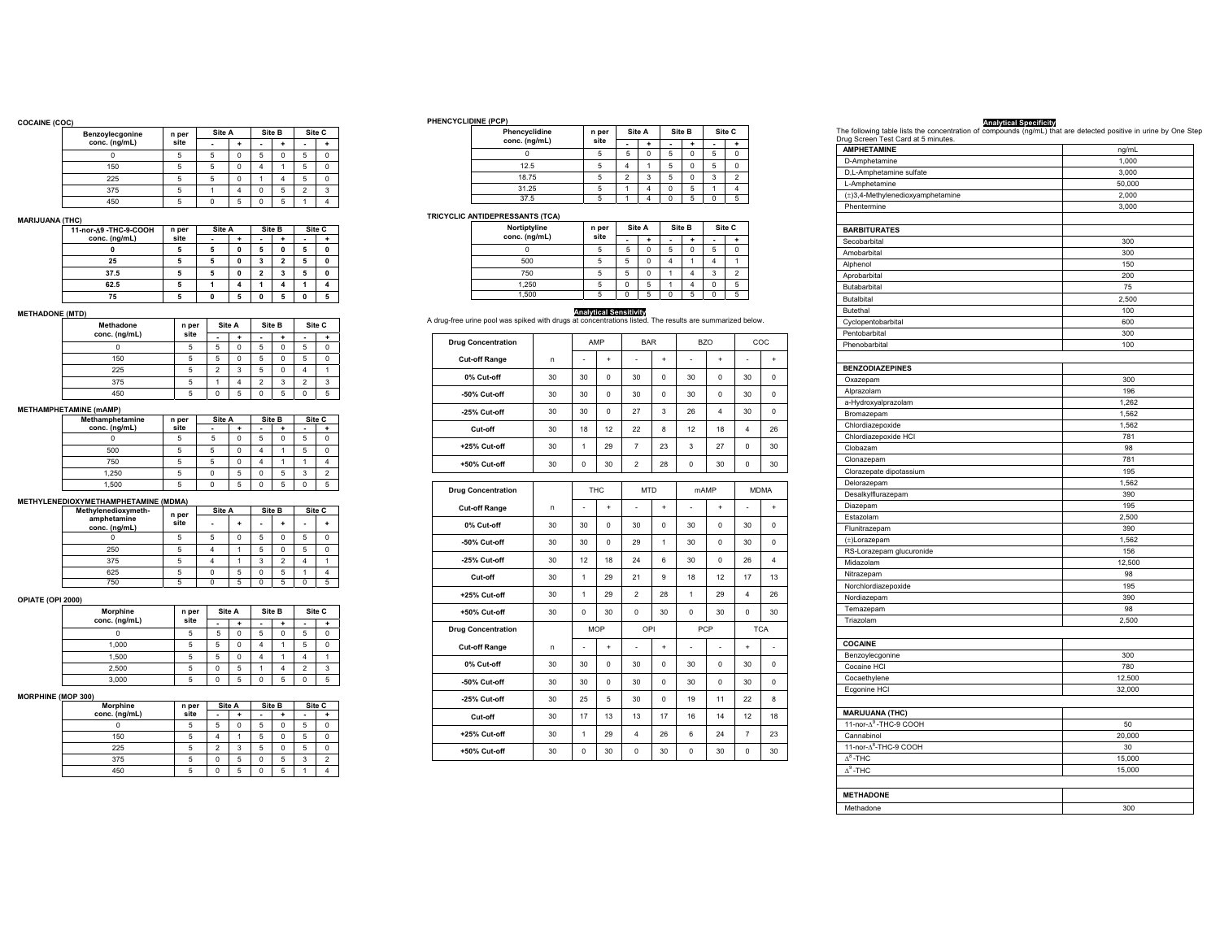**COCAINE (COC)**

| Benzoylecgonine conc. (ng/mL) | n per site | Site A | | Site B | | Site C | |
|---|---|---|---|---|---|---|---|
| | | - | + | - | + | - | + |
| 0 | 5 | 5 | 0 | 5 | 0 | 5 | 0 |
| 150 | 5 | 5 | 0 | 4 | 1 | 5 | 0 |
| 225 | 5 | 5 | 0 | 1 | 4 | 5 | 0 |
| 375 | 5 | 1 | 4 | 0 | 5 | 2 | 3 |
| 450 | 5 | 0 | 5 | 0 | 5 | 1 | 4 |

**MARIJUANA (THC)**

| 11-nor-Δ9 -THC-9-COOH conc. (ng/mL) | n per site | Site A | | Site B | | Site C | |
|---|---|---|---|---|---|---|---|
| | | - | + | - | + | - | + |
| 0 | 5 | 5 | 0 | 5 | 0 | 5 | 0 |
| 25 | 5 | 5 | 0 | 3 | 2 | 5 | 0 |
| 37.5 | 5 | 5 | 0 | 2 | 3 | 5 | 0 |
| 62.5 | 5 | 1 | 4 | 1 | 4 | 1 | 4 |
| 75 | 5 | 0 | 5 | 0 | 5 | 0 | 5 |

**METHADONE (MTD)**

| Methadone conc. (ng/mL) | n per site | Site A | | Site B | | Site C | |
|---|---|---|---|---|---|---|---|
| | | - | + | - | + | - | + |
| 0 | 5 | 5 | 0 | 5 | 0 | 5 | 0 |
| 150 | 5 | 5 | 0 | 5 | 0 | 5 | 0 |
| 225 | 5 | 2 | 3 | 5 | 0 | 4 | 1 |
| 375 | 5 | 1 | 4 | 2 | 3 | 2 | 3 |
| 450 | 5 | 0 | 5 | 0 | 5 | 0 | 5 |

**METHAMPHETAMINE (mAMP)**

| Methamphetamine conc. (ng/mL) | n per site | Site A | | Site B | | Site C | |
|---|---|---|---|---|---|---|---|
| | | - | + | - | + | - | + |
| 0 | 5 | 5 | 0 | 5 | 0 | 5 | 0 |
| 500 | 5 | 5 | 0 | 4 | 1 | 5 | 0 |
| 750 | 5 | 5 | 0 | 4 | 1 | 1 | 4 |
| 1,250 | 5 | 0 | 5 | 0 | 5 | 3 | 2 |
| 1,500 | 5 | 0 | 5 | 0 | 5 | 0 | 5 |

**METHYLENEDIOXYMETHAMPHETAMINE (MDMA)**

| Methylenedioxymeth-amphetamine conc. (ng/mL) | n per site | Site A | | Site B | | Site C | |
|---|---|---|---|---|---|---|---|
| | | - | + | - | + | - | + |
| 0 | 5 | 5 | 0 | 5 | 0 | 5 | 0 |
| 250 | 5 | 4 | 1 | 5 | 0 | 5 | 0 |
| 375 | 5 | 4 | 1 | 3 | 2 | 4 | 1 |
| 625 | 5 | 0 | 5 | 0 | 5 | 1 | 4 |
| 750 | 5 | 0 | 5 | 0 | 5 | 0 | 5 |

**OPIATE (OPI 2000)**

| Morphine conc. (ng/mL) | n per site | Site A | | Site B | | Site C | |
|---|---|---|---|---|---|---|---|
| | | - | + | - | + | - | + |
| 0 | 5 | 5 | 0 | 5 | 0 | 5 | 0 |
| 1,000 | 5 | 5 | 0 | 4 | 1 | 5 | 0 |
| 1,500 | 5 | 5 | 0 | 4 | 1 | 4 | 1 |
| 2,500 | 5 | 0 | 5 | 1 | 4 | 2 | 3 |
| 3,000 | 5 | 0 | 5 | 0 | 5 | 0 | 5 |

**MORPHINE (MOP 300)**

| Morphine conc. (ng/mL) | n per site | Site A | | Site B | | Site C | |
|---|---|---|---|---|---|---|---|
| | | - | + | - | + | - | + |
| 0 | 5 | 5 | 0 | 5 | 0 | 5 | 0 |
| 150 | 5 | 4 | 1 | 5 | 0 | 5 | 0 |
| 225 | 5 | 2 | 3 | 5 | 0 | 5 | 0 |
| 375 | 5 | 0 | 5 | 0 | 5 | 3 | 2 |
| 450 | 5 | 0 | 5 | 0 | 5 | 1 | 4 |

**PHENCYCLIDINE (PCP)**

| Phencyclidine conc. (ng/mL) | n per site | Site A | | Site B | | Site C | |
|---|---|---|---|---|---|---|---|
| | | - | + | - | + | - | + |
| 0 | 5 | 5 | 0 | 5 | 0 | 5 | 0 |
| 12.5 | 5 | 4 | 1 | 5 | 0 | 5 | 0 |
| 18.75 | 5 | 2 | 3 | 5 | 0 | 3 | 2 |
| 31.25 | 5 | 1 | 4 | 0 | 5 | 1 | 4 |
| 37.5 | 5 | 1 | 4 | 0 | 5 | 0 | 5 |

**TRICYCLIC ANTIDEPRESSANTS (TCA)**

| Nortiptyline conc. (ng/mL) | n per site | Site A | | Site B | | Site C | |
|---|---|---|---|---|---|---|---|
| | | - | + | - | + | - | + |
| 0 | 5 | 5 | 0 | 5 | 0 | 5 | 0 |
| 500 | 5 | 5 | 0 | 4 | 1 | 4 | 1 |
| 750 | 5 | 5 | 0 | 1 | 4 | 3 | 2 |
| 1,250 | 5 | 0 | 5 | 1 | 4 | 0 | 5 |
| 1,500 | 5 | 0 | 5 | 0 | 5 | 0 | 5 |

## Analytical Sensitivity

A drug-free urine pool was spiked with drugs at concentrations listed. The results are summarized below.

| Drug Concentration | | AMP | | BAR | | BZO | | COC | |
|---|---|---|---|---|---|---|---|---|---|
| Cut-off Range | n | - | + | - | + | - | + | - | + |
| 0% Cut-off | 30 | 30 | 0 | 30 | 0 | 30 | 0 | 30 | 0 |
| -50% Cut-off | 30 | 30 | 0 | 30 | 0 | 30 | 0 | 30 | 0 |
| -25% Cut-off | 30 | 30 | 0 | 27 | 3 | 26 | 4 | 30 | 0 |
| Cut-off | 30 | 18 | 12 | 22 | 8 | 12 | 18 | 4 | 26 |
| +25% Cut-off | 30 | 1 | 29 | 7 | 23 | 3 | 27 | 0 | 30 |
| +50% Cut-off | 30 | 0 | 30 | 2 | 28 | 0 | 30 | 0 | 30 |

| Drug Concentration | | THC | | MTD | | mAMP | | MDMA | |
|---|---|---|---|---|---|---|---|---|---|
| Cut-off Range | n | - | + | - | + | - | + | - | + |
| 0% Cut-off | 30 | 30 | 0 | 30 | 0 | 30 | 0 | 30 | 0 |
| -50% Cut-off | 30 | 30 | 0 | 29 | 1 | 30 | 0 | 30 | 0 |
| -25% Cut-off | 30 | 12 | 18 | 24 | 6 | 30 | 0 | 26 | 4 |
| Cut-off | 30 | 1 | 29 | 21 | 9 | 18 | 12 | 17 | 13 |
| +25% Cut-off | 30 | 1 | 29 | 2 | 28 | 1 | 29 | 4 | 26 |
| +50% Cut-off | 30 | 0 | 30 | 0 | 30 | 0 | 30 | 0 | 30 |
| **Drug Concentration** | | **MOP** | | **OPI** | | **PCP** | | **TCA** | |
| Cut-off Range | n | - | + | - | + | - | - | + | - |
| 0% Cut-off | 30 | 30 | 0 | 30 | 0 | 30 | 0 | 30 | 0 |
| -50% Cut-off | 30 | 30 | 0 | 30 | 0 | 30 | 0 | 30 | 0 |
| -25% Cut-off | 30 | 25 | 5 | 30 | 0 | 19 | 11 | 22 | 8 |
| Cut-off | 30 | 17 | 13 | 13 | 17 | 16 | 14 | 12 | 18 |
| +25% Cut-off | 30 | 1 | 29 | 4 | 26 | 6 | 24 | 7 | 23 |
| +50% Cut-off | 30 | 0 | 30 | 0 | 30 | 0 | 30 | 0 | 30 |

## Analytical Specificity

The following table lists the concentration of compounds (ng/mL) that are detected positive in urine by One Step Drug Screen Test Card at 5 minutes.

| AMPHETAMINE | ng/mL |
|---|---|
| D-Amphetamine | 1,000 |
| D,L-Amphetamine sulfate | 3,000 |
| L-Amphetamine | 50,000 |
| (±)3,4-Methylenedioxyamphetamine | 2,000 |
| Phentermine | 3,000 |
| | |
| **BARBITURATES** | |
| Secobarbital | 300 |
| Amobarbital | 300 |
| Alphenol | 150 |
| Aprobarbital | 200 |
| Butabarbital | 75 |
| Butalbital | 2,500 |
| Butethal | 100 |
| Cyclopentobarbital | 600 |
| Pentobarbital | 300 |
| Phenobarbital | 100 |
| | |
| **BENZODIAZEPINES** | |
| Oxazepam | 300 |
| Alprazolam | 196 |
| a-Hydroxyalprazolam | 1,262 |
| Bromazepam | 1,562 |
| Chlordiazepoxide | 1,562 |
| Chlordiazepoxide HCl | 781 |
| Clobazam | 98 |
| Clonazepam | 781 |
| Clorazepate dipotassium | 195 |
| Delorazepam | 1,562 |
| Desalkylflurazepam | 390 |
| Diazepam | 195 |
| Estazolam | 2,500 |
| Flunitrazepam | 390 |
| (±)Lorazepam | 1,562 |
| RS-Lorazepam glucuronide | 156 |
| Midazolam | 12,500 |
| Nitrazepam | 98 |
| Norchlordiazepoxide | 195 |
| Nordiazepam | 390 |
| Temazepam | 98 |
| Triazolam | 2,500 |
| | |
| **COCAINE** | |
| Benzoylecgonine | 300 |
| Cocaine HCl | 780 |
| Cocaethylene | 12,500 |
| Ecgonine HCl | 32,000 |
| | |
| **MARIJUANA (THC)** | |
| 11-nor-$\Delta^9$-THC-9 COOH | 50 |
| Cannabinol | 20,000 |
| 11-nor-$\Delta^8$-THC-9 COOH | 30 |
| $\Delta^8$-THC | 15,000 |
| $\Delta^9$-THC | 15,000 |
| | |
| **METHADONE** | |
| Methadone | 300 |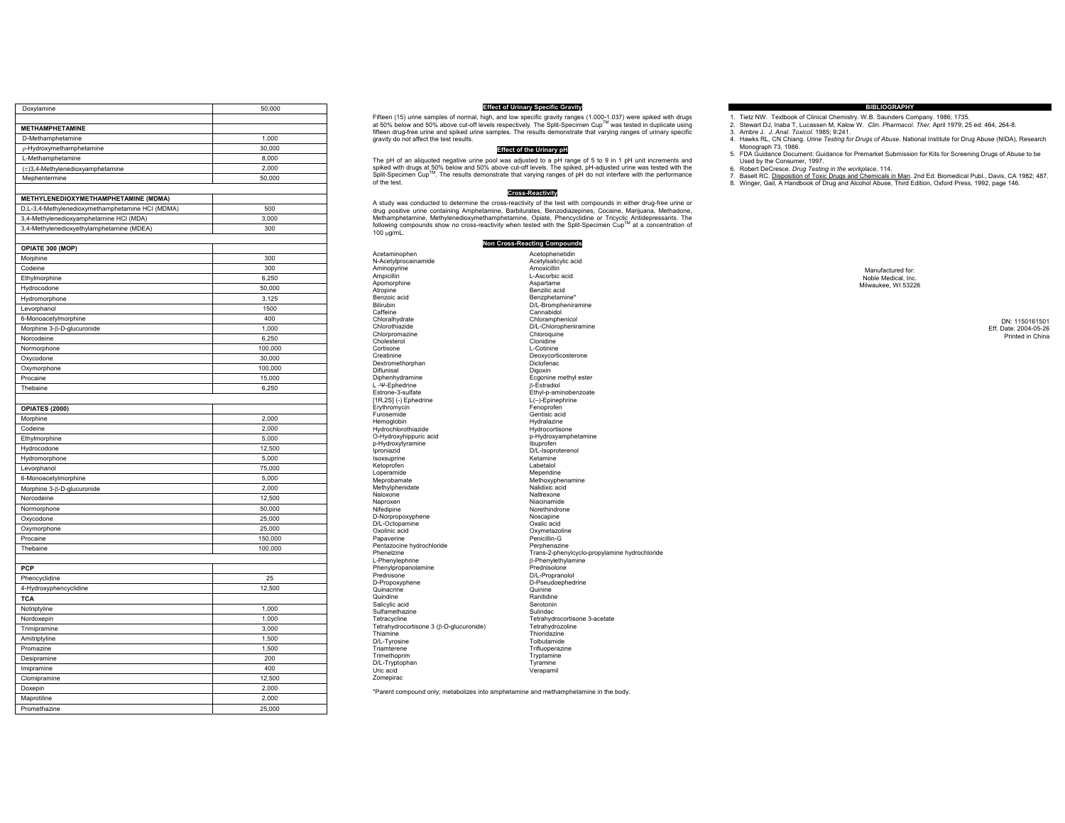| | |
|---|---|
| Doxylamine | 50,000 |
| | |
| **METHAMPHETAMINE** | |
| D-Methamphetamine | 1,000 |
| ρ-Hydroxymethamphetamine | 30,000 |
| L-Methamphetamine | 8,000 |
| (±)3,4-Methylenedioxyamphetamine | 2,000 |
| Mephentermine | 50,000 |
| | |
| **METHYLENEDIOXYMETHAMPHETAMINE (MDMA)** | |
| D,L-3,4-Methylenedioxymethamphetamine HCl (MDMA) | 500 |
| 3,4-Methylenedioxyamphetamine HCl (MDA) | 3,000 |
| 3,4-Methylenedioxyethylamphetamine (MDEA) | 300 |
| | |
| **OPIATE 300 (MOP)** | |
| Morphine | 300 |
| Codeine | 300 |
| Ethylmorphine | 6,250 |
| Hydrocodone | 50,000 |
| Hydromorphone | 3,125 |
| Levorphanol | 1500 |
| 6-Monoacetylmorphine | 400 |
| Morphine 3-β-D-glucuronide | 1,000 |
| Norcodeine | 6,250 |
| Normorphone | 100,000 |
| Oxycodone | 30,000 |
| Oxymorphone | 100,000 |
| Procaine | 15,000 |
| Thebaine | 6,250 |
| | |
| **OPIATES (2000)** | |
| Morphine | 2,000 |
| Codeine | 2,000 |
| Ethylmorphine | 5,000 |
| Hydrocodone | 12,500 |
| Hydromorphone | 5,000 |
| Levorphanol | 75,000 |
| 6-Monoacetylmorphine | 5,000 |
| Morphine 3-β-D-glucuronide | 2,000 |
| Norcodeine | 12,500 |
| Normorphone | 50,000 |
| Oxycodone | 25,000 |
| Oxymorphone | 25,000 |
| Procaine | 150,000 |
| Thebaine | 100,000 |
| | |
| **PCP** | |
| Phencyclidine | 25 |
| 4-Hydroxyphencyclidine | 12,500 |
| **TCA** | |
| Notriptyline | 1,000 |
| Nordoxepin | 1,000 |
| Trimipramine | 3,000 |
| Amitriptyline | 1,500 |
| Promazine | 1,500 |
| Desipramine | 200 |
| Imipramine | 400 |
| Clomipramine | 12,500 |
| Doxepin | 2,000 |
| Maprotiline | 2,000 |
| Promethazine | 25,000 |

### Effect of Urinary Specific Gravity

Fifteen (15) urine samples of normal, high, and low specific gravity ranges (1.000-1.037) were spiked with drugs at 50% below and 50% above cut-off levels respectively. The Split-Specimen Cup™ was tested in duplicate using fifteen drug-free urine and spiked urine samples. The results demonstrate that varying ranges of urinary specific gravity do not affect the test results.

### Effect of the Urinary pH

The pH of an aliquoted negative urine pool was adjusted to a pH range of 5 to 9 in 1 pH unit increments and spiked with drugs at 50% below and 50% above cut-off levels. The spiked, pH-adjusted urine was tested with the Split-Specimen Cup™. The results demonstrate that varying ranges of pH do not interfere with the performance of the test.

### Cross-Reactivity

A study was conducted to determine the cross-reactivity of the test with compounds in either drug-free urine or drug positive urine containing Amphetamine, Barbiturates, Benzodiazepines, Cocaine, Marijuana, Methadone, Methamphetamine, Methylenedioxymethamphetamine, Opiate, Phencyclidine or Tricyclic Antidepressants. The following compounds show no cross-reactivity when tested with the Split-Specimen Cup™ at a concentration of 100 μg/mL.

### Non Cross-Reacting Compounds

| | |
|---|---|
| Acetaminophen | Acetophenetidin |
| N-Acetylprocainamide | Acetylsalicylic acid |
| Aminopyrine | Amoxicillin |
| Ampicillin | L-Ascorbic acid |
| Apomorphine | Aspartame |
| Atropine | Benzilic acid |
| Benzoic acid | Benzphetamine* |
| Bilirubin | D/L-Brompheniramine |
| Caffeine | Cannabidol |
| Chloralhydrate | Chloramphenicol |
| Chlorothiazide | D/L-Chloropheniramine |
| Chlorpromazine | Chloroquine |
| Cholesterol | Clonidine |
| Cortisone | L-Cotinine |
| Creatinine | Deoxycorticosterone |
| Dextromethorphan | Diclofenac |
| Diflunisal | Digoxin |
| Diphenhydramine | Ecgonine methyl ester |
| L -Ψ-Ephedrine | β-Estradiol |
| Estrone-3-sulfate | Ethyl-p-aminobenzoate |
| [1R,2S] (-) Ephedrine | L(–)-Epinephrine |
| Erythromycin | Fenoprofen |
| Furosemide | Gentisic acid |
| Hemoglobin | Hydralazine |
| Hydrochlorothiazide | Hydrocortisone |
| O-Hydroxyhippuric acid | p-Hydroxyamphetamine |
| p-Hydroxytyramine | Ibuprofen |
| Iproniazid | D/L-Isoproterenol |
| Isoxsuprine | Ketamine |
| Ketoprofen | Labetalol |
| Loperamide | Meperidine |
| Meprobamate | Methoxyphenamine |
| Methylphenidate | Nalidixic acid |
| Naloxone | Naltrexone |
| Naproxen | Niacinamide |
| Nifedipine | Norethindrone |
| D-Norpropoxyphene | Noscapine |
| D/L-Octopamine | Oxalic acid |
| Oxolinic acid | Oxymetazoline |
| Papaverine | Penicillin-G |
| Pentazocine hydrochloride | Perphenazine |
| Phenelzine | Trans-2-phenylcyclo-propylamine hydrochloride |
| L-Phenylephrine | β-Phenylethylamine |
| Phenylpropanolamine | Prednisolone |
| Prednisone | D/L-Propranolol |
| D-Propoxyphene | D-Pseudoephedrine |
| Quinacrine | Quinine |
| Quindine | Ranitidine |
| Salicylic acid | Serotonin |
| Sulfamethazine | Sulindac |
| Tetracycline | Tetrahydrocortisone 3-acetate |
| Tetrahydrocortisone 3 (β-D-glucuronide) | Tetrahydrozoline |
| Thiamine | Thioridazine |
| D/L-Tyrosine | Tolbutamide |
| Triamterene | Trifluoperazine |
| Trimethoprim | Tryptamine |
| D/L-Tryptophan | Tyramine |
| Uric acid | Verapamil |
| Zomepirac | |

*Parent compound only; metabolizes into amphetamine and methamphetamine in the body.

### BIBLIOGRAPHY

1. Tietz NW. Textbook of Clinical Chemistry. W.B. Saunders Company. 1986; 1735.
2. Stewart DJ, Inaba T, Lucassen M, Kalow W. *Clin. Pharmacol. Ther.* April 1979; 25 ed: 464, 264-8.
3. Ambre J. *J. Anal. Toxicol.* 1985; 9:241.
4. Hawks RL, CN Chiang. *Urine Testing for Drugs of Abuse*. National Institute for Drug Abuse (NIDA), Research Monograph 73, 1986.
5. FDA Guidance Document: Guidance for Premarket Submission for Kits for Screening Drugs of Abuse to be Used by the Consumer, 1997.
6. Robert DeCresce. *Drug Testing in the workplace*, 114.
7. Baselt RC. Disposition of Toxic Drugs and Chemicals in Man. 2nd Ed. Biomedical Publ., Davis, CA 1982; 487.
8. Winger, Gail, A Handbook of Drug and Alcohol Abuse, Third Edition, Oxford Press, 1992, page 146.

Manufactured for:
Noble Medical, Inc.
Milwaukee, WI 53226

DN: 1150161501
Eff. Date: 2004-05-26
Printed in China